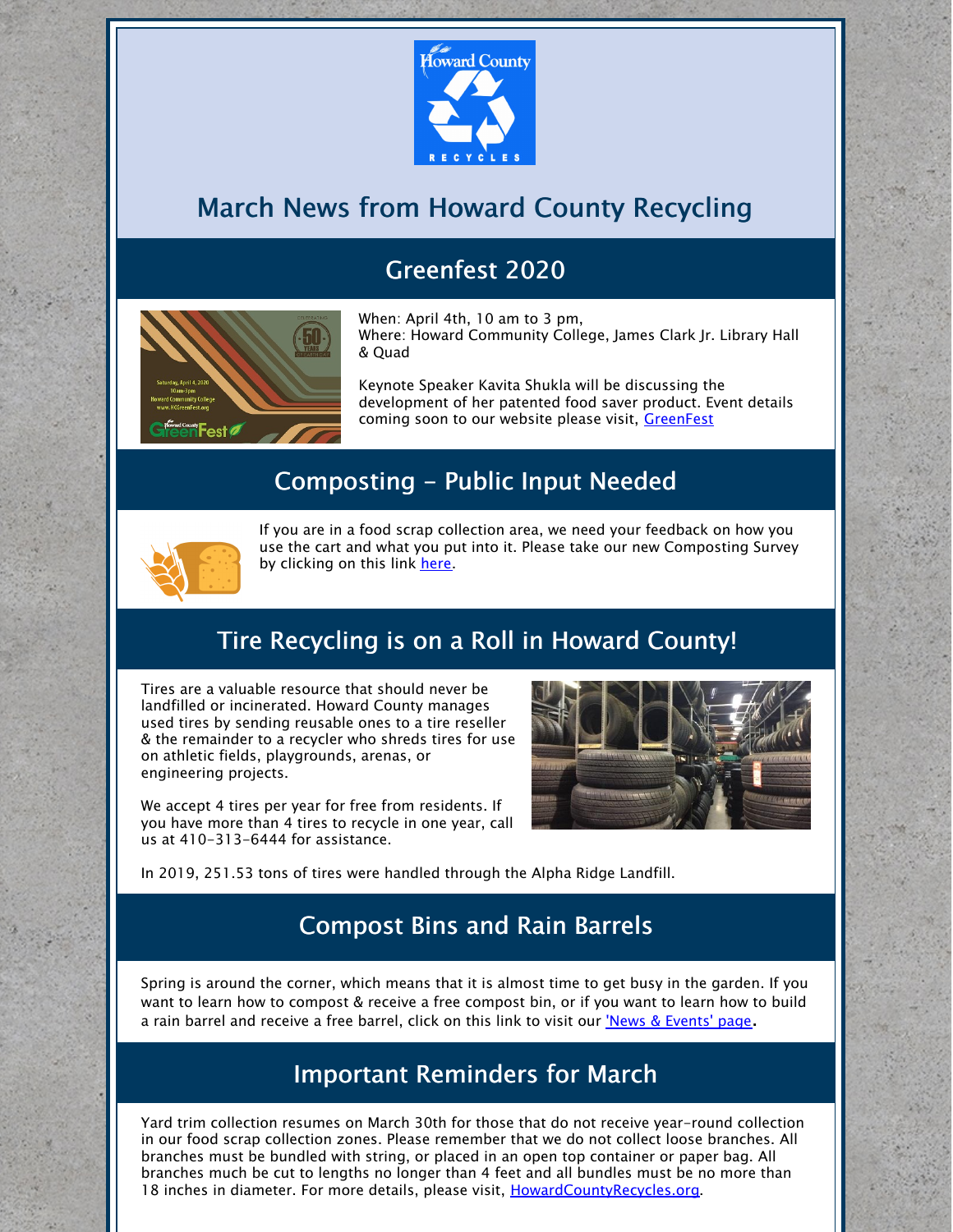# March News from Howard County Recycling

## Greenfest 2020

When: April 4th, 10 am to 3 pm,
Where: Howard Community College, James Clark Jr. Library Hall & Quad

Keynote Speaker Kavita Shukla will be discussing the development of her patented food saver product. Event details coming soon to our website please visit, GreenFest

## Composting - Public Input Needed

If you are in a food scrap collection area, we need your feedback on how you use the cart and what you put into it. Please take our new Composting Survey by clicking on this link here.

## Tire Recycling is on a Roll in Howard County!

Tires are a valuable resource that should never be landfilled or incinerated. Howard County manages used tires by sending reusable ones to a tire reseller & the remainder to a recycler who shreds tires for use on athletic fields, playgrounds, arenas, or engineering projects.

We accept 4 tires per year for free from residents. If you have more than 4 tires to recycle in one year, call us at 410-313-6444 for assistance.

In 2019, 251.53 tons of tires were handled through the Alpha Ridge Landfill.

## Compost Bins and Rain Barrels

Spring is around the corner, which means that it is almost time to get busy in the garden. If you want to learn how to compost & receive a free compost bin, or if you want to learn how to build a rain barrel and receive a free barrel, click on this link to visit our 'News & Events' page.

## Important Reminders for March

Yard trim collection resumes on March 30th for those that do not receive year-round collection in our food scrap collection zones. Please remember that we do not collect loose branches. All branches must be bundled with string, or placed in an open top container or paper bag. All branches much be cut to lengths no longer than 4 feet and all bundles must be no more than 18 inches in diameter. For more details, please visit, HowardCountyRecycles.org.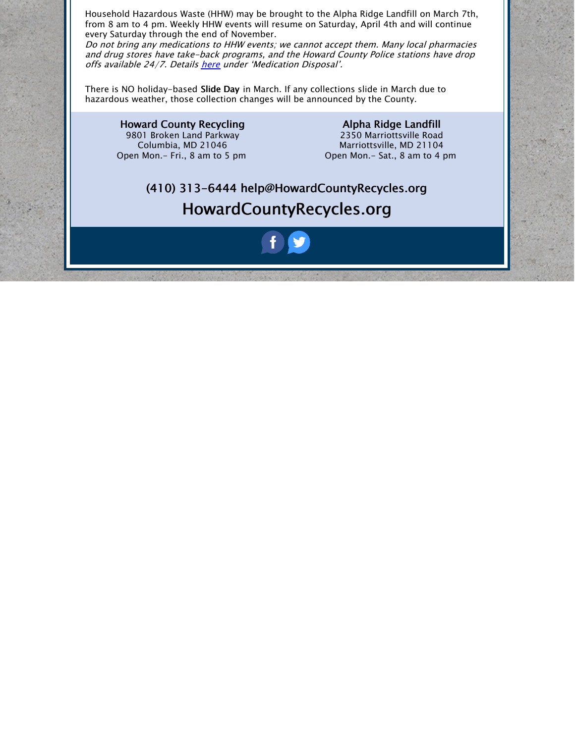Household Hazardous Waste (HHW) may be brought to the Alpha Ridge Landfill on March 7th, from 8 am to 4 pm. Weekly HHW events will resume on Saturday, April 4th and will continue every Saturday through the end of November.

*Do not bring any medications to HHW events; we cannot accept them. Many local pharmacies and drug stores have take-back programs, and the Howard County Police stations have drop offs available 24/7. Details here under 'Medication Disposal'.*

There is NO holiday-based **Slide Day** in March. If any collections slide in March due to hazardous weather, those collection changes will be announced by the County.

**Howard County Recycling**
9801 Broken Land Parkway
Columbia, MD 21046
Open Mon.- Fri., 8 am to 5 pm

**Alpha Ridge Landfill**
2350 Marriottsville Road
Marriottsville, MD 21104
Open Mon.- Sat., 8 am to 4 pm

(410) 313-6444 help@HowardCountyRecycles.org

HowardCountyRecycles.org